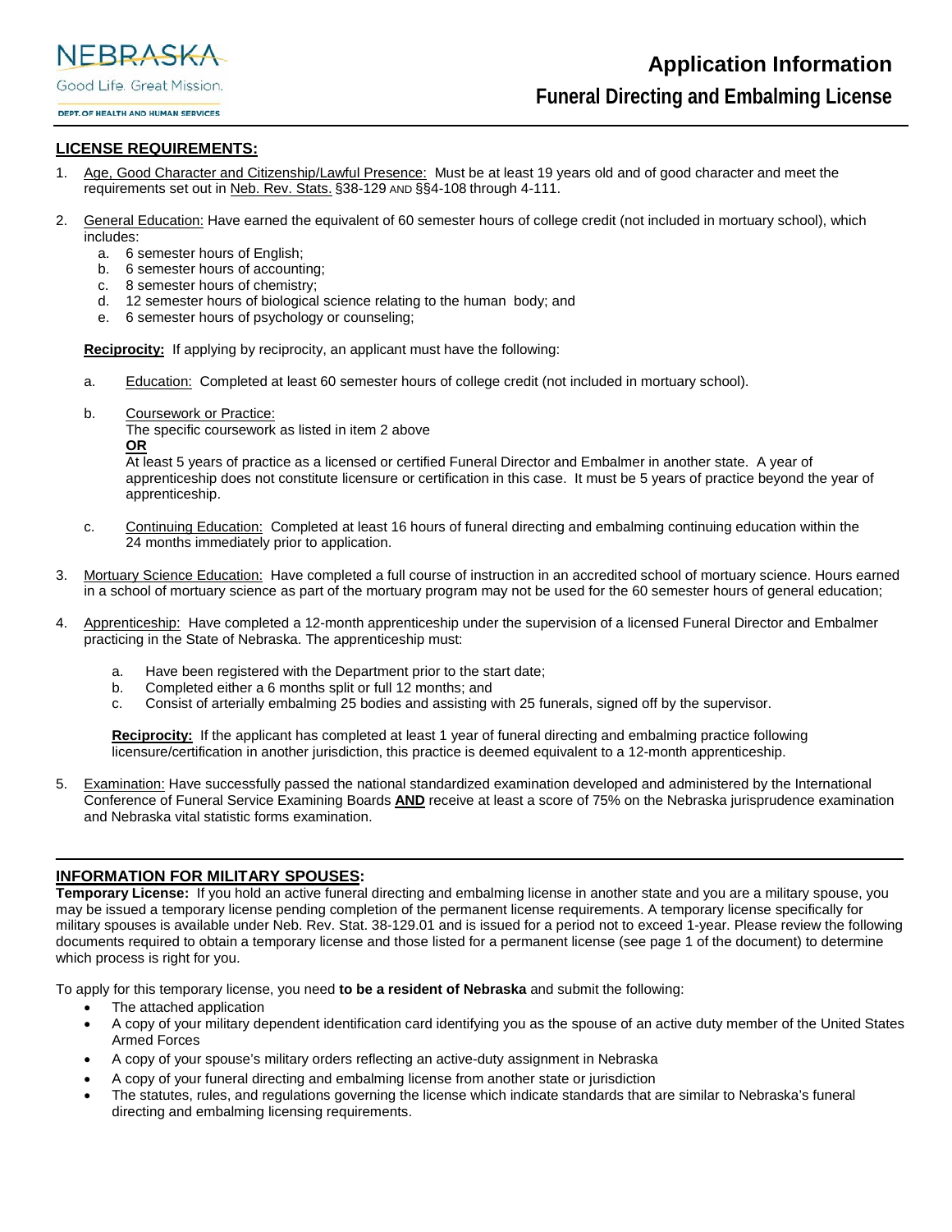NEBRASKA

Good Life. Great Mission.

DEPT. OF HEALTH AND HUMAN SERVICES

# Application Information

## Funeral Directing and Embalming License

**LICENSE REQUIREMENTS:**

1. Age, Good Character and Citizenship/Lawful Presence: Must be at least 19 years old and of good character and meet the requirements set out in Neb. Rev. Stats. §38-129 AND §§4-108 through 4-111.

2. General Education: Have earned the equivalent of 60 semester hours of college credit (not included in mortuary school), which includes:
   a. 6 semester hours of English;
   b. 6 semester hours of accounting;
   c. 8 semester hours of chemistry;
   d. 12 semester hours of biological science relating to the human body; and
   e. 6 semester hours of psychology or counseling;

   **Reciprocity:** If applying by reciprocity, an applicant must have the following:

   a. Education: Completed at least 60 semester hours of college credit (not included in mortuary school).

   b. Coursework or Practice:
      The specific coursework as listed in item 2 above
      **OR**
      At least 5 years of practice as a licensed or certified Funeral Director and Embalmer in another state. A year of apprenticeship does not constitute licensure or certification in this case. It must be 5 years of practice beyond the year of apprenticeship.

   c. Continuing Education: Completed at least 16 hours of funeral directing and embalming continuing education within the 24 months immediately prior to application.

3. Mortuary Science Education: Have completed a full course of instruction in an accredited school of mortuary science. Hours earned in a school of mortuary science as part of the mortuary program may not be used for the 60 semester hours of general education;

4. Apprenticeship: Have completed a 12-month apprenticeship under the supervision of a licensed Funeral Director and Embalmer practicing in the State of Nebraska. The apprenticeship must:

   a. Have been registered with the Department prior to the start date;
   b. Completed either a 6 months split or full 12 months; and
   c. Consist of arterially embalming 25 bodies and assisting with 25 funerals, signed off by the supervisor.

   **Reciprocity:** If the applicant has completed at least 1 year of funeral directing and embalming practice following licensure/certification in another jurisdiction, this practice is deemed equivalent to a 12-month apprenticeship.

5. Examination: Have successfully passed the national standardized examination developed and administered by the International Conference of Funeral Service Examining Boards **AND** receive at least a score of 75% on the Nebraska jurisprudence examination and Nebraska vital statistic forms examination.

---

**INFORMATION FOR MILITARY SPOUSES:**

**Temporary License:** If you hold an active funeral directing and embalming license in another state and you are a military spouse, you may be issued a temporary license pending completion of the permanent license requirements. A temporary license specifically for military spouses is available under Neb. Rev. Stat. 38-129.01 and is issued for a period not to exceed 1-year. Please review the following documents required to obtain a temporary license and those listed for a permanent license (see page 1 of the document) to determine which process is right for you.

To apply for this temporary license, you need **to be a resident of Nebraska** and submit the following:

- The attached application
- A copy of your military dependent identification card identifying you as the spouse of an active duty member of the United States Armed Forces
- A copy of your spouse's military orders reflecting an active-duty assignment in Nebraska
- A copy of your funeral directing and embalming license from another state or jurisdiction
- The statutes, rules, and regulations governing the license which indicate standards that are similar to Nebraska's funeral directing and embalming licensing requirements.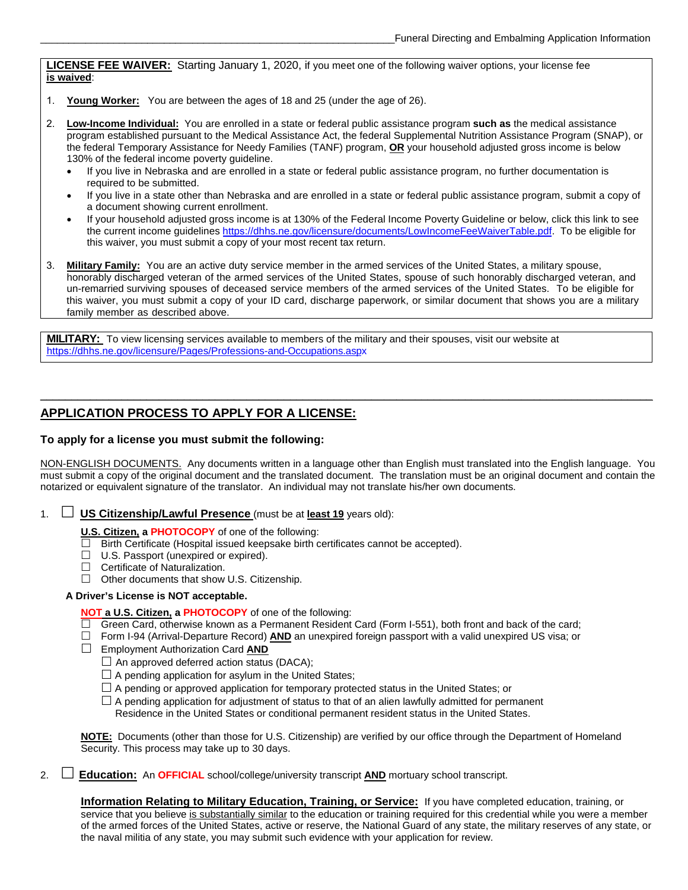**LICENSE FEE WAIVER:** Starting January 1, 2020, if you meet one of the following waiver options, your license fee **is waived**:

1. **Young Worker:** You are between the ages of 18 and 25 (under the age of 26).

2. **Low-Income Individual:** You are enrolled in a state or federal public assistance program **such as** the medical assistance program established pursuant to the Medical Assistance Act, the federal Supplemental Nutrition Assistance Program (SNAP), or the federal Temporary Assistance for Needy Families (TANF) program, **OR** your household adjusted gross income is below 130% of the federal income poverty guideline.
   - If you live in Nebraska and are enrolled in a state or federal public assistance program, no further documentation is required to be submitted.
   - If you live in a state other than Nebraska and are enrolled in a state or federal public assistance program, submit a copy of a document showing current enrollment.
   - If your household adjusted gross income is at 130% of the Federal Income Poverty Guideline or below, click this link to see the current income guidelines https://dhhs.ne.gov/licensure/documents/LowIncomeFeeWaiverTable.pdf. To be eligible for this waiver, you must submit a copy of your most recent tax return.

3. **Military Family:** You are an active duty service member in the armed services of the United States, a military spouse, honorably discharged veteran of the armed services of the United States, spouse of such honorably discharged veteran, and un-remarried surviving spouses of deceased service members of the armed services of the United States. To be eligible for this waiver, you must submit a copy of your ID card, discharge paperwork, or similar document that shows you are a military family member as described above.

**MILITARY:** To view licensing services available to members of the military and their spouses, visit our website at https://dhhs.ne.gov/licensure/Pages/Professions-and-Occupations.aspx

---

## APPLICATION PROCESS TO APPLY FOR A LICENSE:

**To apply for a license you must submit the following:**

NON-ENGLISH DOCUMENTS. Any documents written in a language other than English must translated into the English language. You must submit a copy of the original document and the translated document. The translation must be an original document and contain the notarized or equivalent signature of the translator. An individual may not translate his/her own documents.

1. ☐ **US Citizenship/Lawful Presence** (must be at **least 19** years old):

   **U.S. Citizen, a PHOTOCOPY** of one of the following:
   - ☐ Birth Certificate (Hospital issued keepsake birth certificates cannot be accepted).
   - ☐ U.S. Passport (unexpired or expired).
   - ☐ Certificate of Naturalization.
   - ☐ Other documents that show U.S. Citizenship.

   **A Driver's License is NOT acceptable.**

   **NOT a U.S. Citizen, a PHOTOCOPY** of one of the following:
   - ☐ Green Card, otherwise known as a Permanent Resident Card (Form I-551), both front and back of the card;
   - ☐ Form I-94 (Arrival-Departure Record) **AND** an unexpired foreign passport with a valid unexpired US visa; or
   - ☐ Employment Authorization Card **AND**
     - ☐ An approved deferred action status (DACA);
     - ☐ A pending application for asylum in the United States;
     - ☐ A pending or approved application for temporary protected status in the United States; or
     - ☐ A pending application for adjustment of status to that of an alien lawfully admitted for permanent Residence in the United States or conditional permanent resident status in the United States.

   **NOTE:** Documents (other than those for U.S. Citizenship) are verified by our office through the Department of Homeland Security. This process may take up to 30 days.

2. ☐ **Education:** An **OFFICIAL** school/college/university transcript **AND** mortuary school transcript.

   **Information Relating to Military Education, Training, or Service:** If you have completed education, training, or service that you believe is substantially similar to the education or training required for this credential while you were a member of the armed forces of the United States, active or reserve, the National Guard of any state, the military reserves of any state, or the naval militia of any state, you may submit such evidence with your application for review.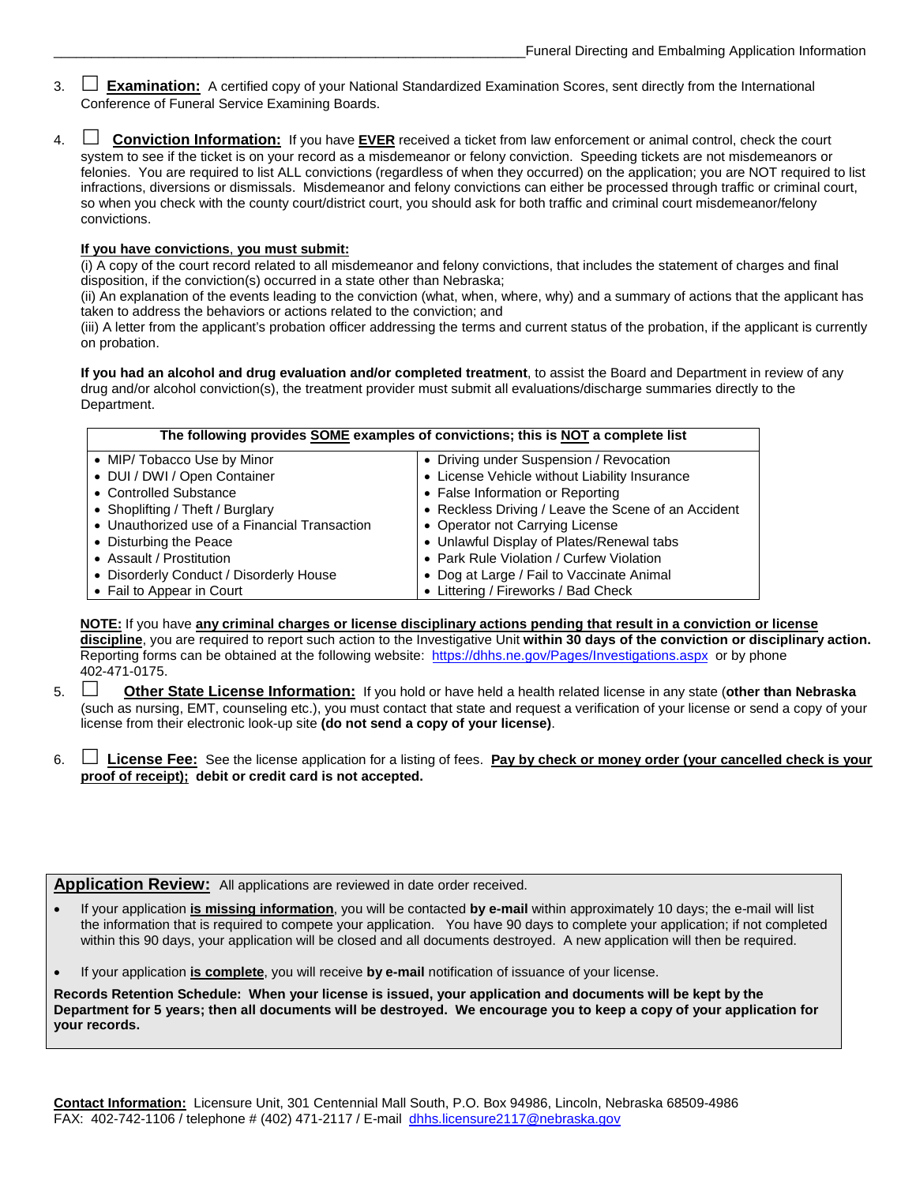3. ☐ **Examination:** A certified copy of your National Standardized Examination Scores, sent directly from the International Conference of Funeral Service Examining Boards.

4. ☐ **Conviction Information:** If you have **EVER** received a ticket from law enforcement or animal control, check the court system to see if the ticket is on your record as a misdemeanor or felony conviction. Speeding tickets are not misdemeanors or felonies. You are required to list ALL convictions (regardless of when they occurred) on the application; you are NOT required to list infractions, diversions or dismissals. Misdemeanor and felony convictions can either be processed through traffic or criminal court, so when you check with the county court/district court, you should ask for both traffic and criminal court misdemeanor/felony convictions.

   **If you have convictions, you must submit:**
   (i) A copy of the court record related to all misdemeanor and felony convictions, that includes the statement of charges and final disposition, if the conviction(s) occurred in a state other than Nebraska;
   (ii) An explanation of the events leading to the conviction (what, when, where, why) and a summary of actions that the applicant has taken to address the behaviors or actions related to the conviction; and
   (iii) A letter from the applicant's probation officer addressing the terms and current status of the probation, if the applicant is currently on probation.

   **If you had an alcohol and drug evaluation and/or completed treatment**, to assist the Board and Department in review of any drug and/or alcohol conviction(s), the treatment provider must submit all evaluations/discharge summaries directly to the Department.

| The following provides SOME examples of convictions; this is NOT a complete list | |
|---|---|
| • MIP/ Tobacco Use by Minor | • Driving under Suspension / Revocation |
| • DUI / DWI / Open Container | • License Vehicle without Liability Insurance |
| • Controlled Substance | • False Information or Reporting |
| • Shoplifting / Theft / Burglary | • Reckless Driving / Leave the Scene of an Accident |
| • Unauthorized use of a Financial Transaction | • Operator not Carrying License |
| • Disturbing the Peace | • Unlawful Display of Plates/Renewal tabs |
| • Assault / Prostitution | • Park Rule Violation / Curfew Violation |
| • Disorderly Conduct / Disorderly House | • Dog at Large / Fail to Vaccinate Animal |
| • Fail to Appear in Court | • Littering / Fireworks / Bad Check |

   **NOTE:** If you have **any criminal charges or license disciplinary actions pending that result in a conviction or license discipline**, you are required to report such action to the Investigative Unit **within 30 days of the conviction or disciplinary action.** Reporting forms can be obtained at the following website: https://dhhs.ne.gov/Pages/Investigations.aspx or by phone 402-471-0175.

5. ☐ **Other State License Information:** If you hold or have held a health related license in any state (**other than Nebraska** (such as nursing, EMT, counseling etc.), you must contact that state and request a verification of your license or send a copy of your license from their electronic look-up site **(do not send a copy of your license)**.

6. ☐ **License Fee:** See the license application for a listing of fees. **Pay by check or money order (your cancelled check is your proof of receipt); debit or credit card is not accepted.**

## Application Review:

All applications are reviewed in date order received.

- If your application **is missing information**, you will be contacted **by e-mail** within approximately 10 days; the e-mail will list the information that is required to compete your application. You have 90 days to complete your application; if not completed within this 90 days, your application will be closed and all documents destroyed. A new application will then be required.
- If your application **is complete**, you will receive **by e-mail** notification of issuance of your license.

**Records Retention Schedule: When your license is issued, your application and documents will be kept by the Department for 5 years; then all documents will be destroyed. We encourage you to keep a copy of your application for your records.**

**Contact Information:** Licensure Unit, 301 Centennial Mall South, P.O. Box 94986, Lincoln, Nebraska 68509-4986
FAX: 402-742-1106 / telephone # (402) 471-2117 / E-mail dhhs.licensure2117@nebraska.gov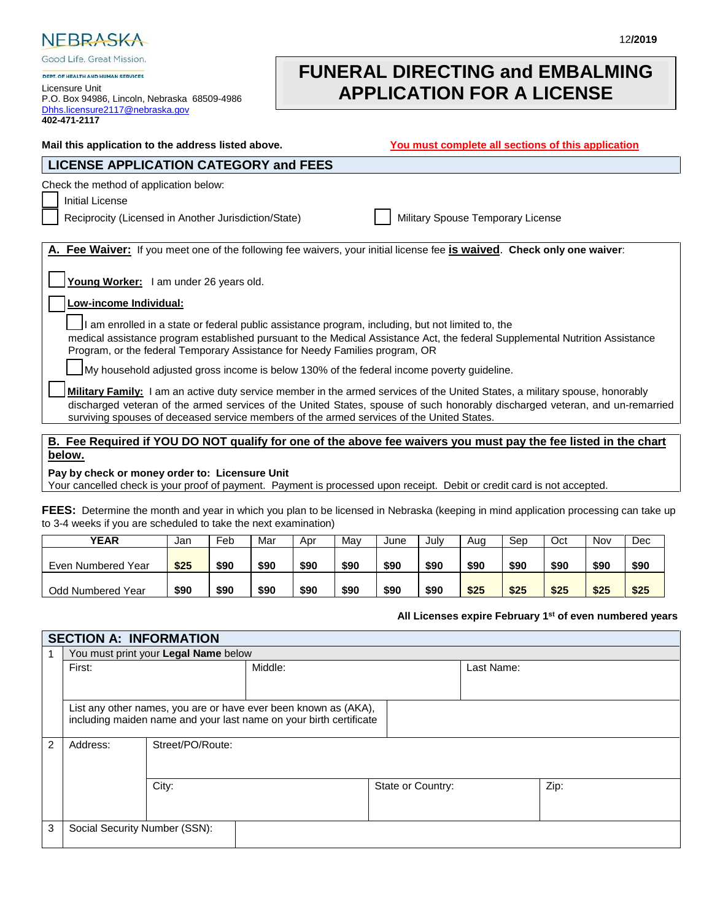NEBRASKA

Good Life. Great Mission.

DEPT. OF HEALTH AND HUMAN SERVICES

Licensure Unit
P.O. Box 94986, Lincoln, Nebraska 68509-4986
Dhhs.licensure2117@nebraska.gov
**402-471-2117**

12/**2019**

# FUNERAL DIRECTING and EMBALMING APPLICATION FOR A LICENSE

**Mail this application to the address listed above.** **You must complete all sections of this application**

## LICENSE APPLICATION CATEGORY and FEES

Check the method of application below:

- ☐ Initial License
- ☐ Reciprocity (Licensed in Another Jurisdiction/State)
- ☐ Military Spouse Temporary License

**A. Fee Waiver:** If you meet one of the following fee waivers, your initial license fee **is waived**. **Check only one waiver**:

☐ **Young Worker:** I am under 26 years old.

☐ **Low-income Individual:**

- ☐ I am enrolled in a state or federal public assistance program, including, but not limited to, the medical assistance program established pursuant to the Medical Assistance Act, the federal Supplemental Nutrition Assistance Program, or the federal Temporary Assistance for Needy Families program, OR
- ☐ My household adjusted gross income is below 130% of the federal income poverty guideline.

☐ **Military Family:** I am an active duty service member in the armed services of the United States, a military spouse, honorably discharged veteran of the armed services of the United States, spouse of such honorably discharged veteran, and un-remarried surviving spouses of deceased service members of the armed services of the United States.

**B. Fee Required if YOU DO NOT qualify for one of the above fee waivers you must pay the fee listed in the chart below.**

**Pay by check or money order to: Licensure Unit**
Your cancelled check is your proof of payment. Payment is processed upon receipt. Debit or credit card is not accepted.

**FEES:** Determine the month and year in which you plan to be licensed in Nebraska (keeping in mind application processing can take up to 3-4 weeks if you are scheduled to take the next examination)

| YEAR | Jan | Feb | Mar | Apr | May | June | July | Aug | Sep | Oct | Nov | Dec |
|---|---|---|---|---|---|---|---|---|---|---|---|---|
| Even Numbered Year | **$25** | **$90** | **$90** | **$90** | **$90** | **$90** | **$90** | **$90** | **$90** | **$90** | **$90** | **$90** |
| Odd Numbered Year | **$90** | **$90** | **$90** | **$90** | **$90** | **$90** | **$90** | **$25** | **$25** | **$25** | **$25** | **$25** |

**All Licenses expire February 1st of even numbered years**

## SECTION A: INFORMATION

| | | | | |
|---|---|---|---|---|
| 1 | You must print your **Legal Name** below | | | |
| | First: | Middle: | | Last Name: |
| | List any other names, you are or have ever been known as (AKA), including maiden name and your last name on your birth certificate | | | |
| 2 | Address: | Street/PO/Route: | | |
| | | City: | State or Country: | Zip: |
| 3 | Social Security Number (SSN): | | | |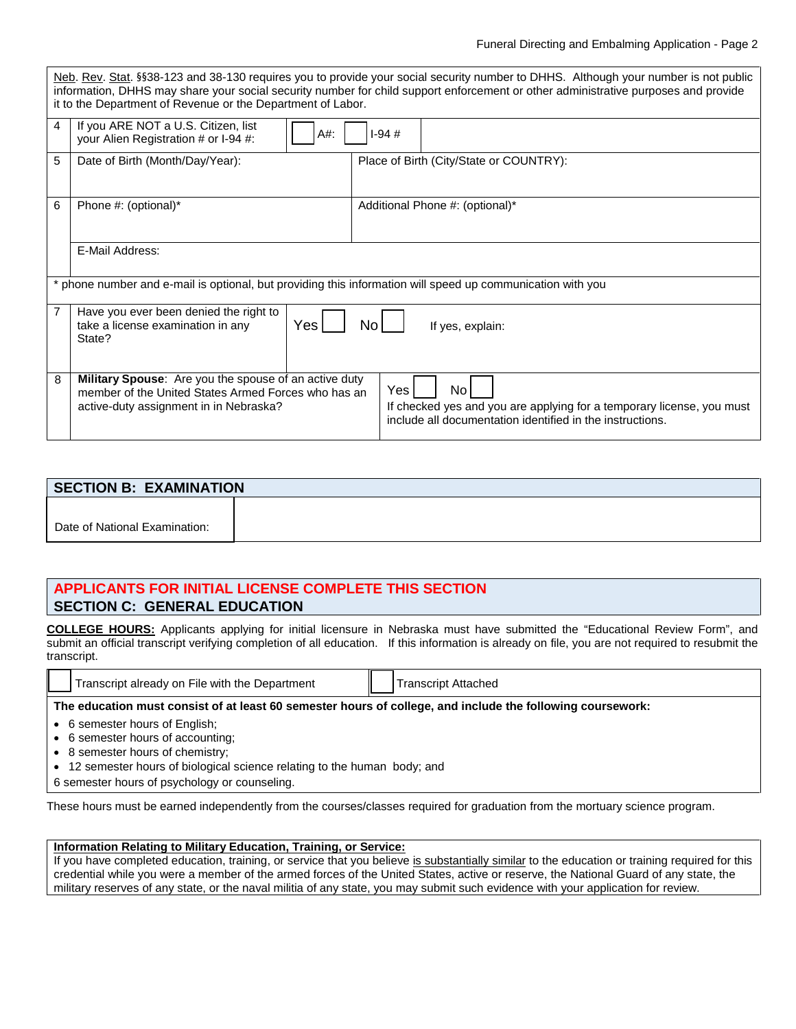Neb. Rev. Stat. §§38-123 and 38-130 requires you to provide your social security number to DHHS. Although your number is not public information, DHHS may share your social security number for child support enforcement or other administrative purposes and provide it to the Department of Revenue or the Department of Labor.

| | | |
|---|---|---|
| 4 | If you ARE NOT a U.S. Citizen, list your Alien Registration # or I-94 #: | ☐ A#: ☐ I-94 # |
| 5 | Date of Birth (Month/Day/Year): | Place of Birth (City/State or COUNTRY): |
| 6 | Phone #: (optional)* | Additional Phone #: (optional)* |
| | E-Mail Address: | |
| * phone number and e-mail is optional, but providing this information will speed up communication with you | | |
| 7 | Have you ever been denied the right to take a license examination in any State? | Yes ☐ No ☐ If yes, explain: |
| 8 | **Military Spouse**: Are you the spouse of an active duty member of the United States Armed Forces who has an active-duty assignment in in Nebraska? | Yes ☐ No ☐ If checked yes and you are applying for a temporary license, you must include all documentation identified in the instructions. |

## SECTION B: EXAMINATION

| Date of National Examination: | |
|---|---|

## APPLICANTS FOR INITIAL LICENSE COMPLETE THIS SECTION
## SECTION C: GENERAL EDUCATION

**COLLEGE HOURS:** Applicants applying for initial licensure in Nebraska must have submitted the "Educational Review Form", and submit an official transcript verifying completion of all education. If this information is already on file, you are not required to resubmit the transcript.

☐ Transcript already on File with the Department ☐ Transcript Attached

**The education must consist of at least 60 semester hours of college, and include the following coursework:**

- 6 semester hours of English;
- 6 semester hours of accounting;
- 8 semester hours of chemistry;
- 12 semester hours of biological science relating to the human body; and

6 semester hours of psychology or counseling.

These hours must be earned independently from the courses/classes required for graduation from the mortuary science program.

**Information Relating to Military Education, Training, or Service:**
If you have completed education, training, or service that you believe is substantially similar to the education or training required for this credential while you were a member of the armed forces of the United States, active or reserve, the National Guard of any state, the military reserves of any state, or the naval militia of any state, you may submit such evidence with your application for review.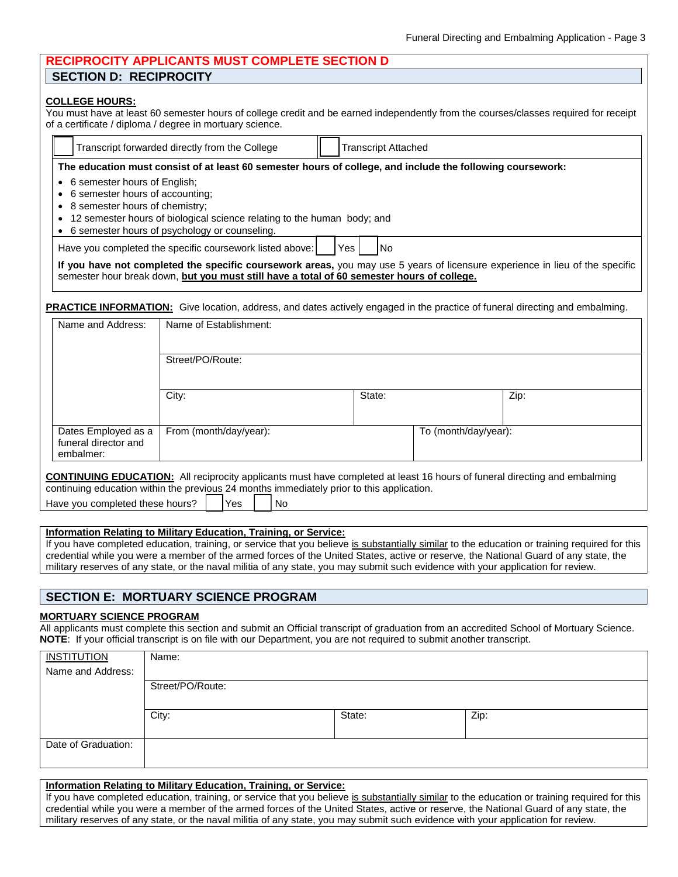**RECIPROCITY APPLICANTS MUST COMPLETE SECTION D**

## SECTION D: RECIPROCITY

**COLLEGE HOURS:**
You must have at least 60 semester hours of college credit and be earned independently from the courses/classes required for receipt of a certificate / diploma / degree in mortuary science.

☐ Transcript forwarded directly from the College ☐ Transcript Attached

**The education must consist of at least 60 semester hours of college, and include the following coursework:**

- 6 semester hours of English;
- 6 semester hours of accounting;
- 8 semester hours of chemistry;
- 12 semester hours of biological science relating to the human body; and
- 6 semester hours of psychology or counseling.

Have you completed the specific coursework listed above: ☐ Yes ☐ No

**If you have not completed the specific coursework areas,** you may use 5 years of licensure experience in lieu of the specific semester hour break down, **but you must still have a total of 60 semester hours of college.**

**PRACTICE INFORMATION:** Give location, address, and dates actively engaged in the practice of funeral directing and embalming.

| Name and Address: | Name of Establishment: | | |
|---|---|---|---|
| | Street/PO/Route: | | |
| | City: | State: | Zip: |
| Dates Employed as a funeral director and embalmer: | From (month/day/year): | To (month/day/year): | |

**CONTINUING EDUCATION:** All reciprocity applicants must have completed at least 16 hours of funeral directing and embalming continuing education within the previous 24 months immediately prior to this application.

Have you completed these hours? ☐ Yes ☐ No

**Information Relating to Military Education, Training, or Service:**
If you have completed education, training, or service that you believe is substantially similar to the education or training required for this credential while you were a member of the armed forces of the United States, active or reserve, the National Guard of any state, the military reserves of any state, or the naval militia of any state, you may submit such evidence with your application for review.

## SECTION E: MORTUARY SCIENCE PROGRAM

**MORTUARY SCIENCE PROGRAM**
All applicants must complete this section and submit an Official transcript of graduation from an accredited School of Mortuary Science.
**NOTE**: If your official transcript is on file with our Department, you are not required to submit another transcript.

| INSTITUTION Name and Address: | Name: | | |
|---|---|---|---|
| | Street/PO/Route: | | |
| | City: | State: | Zip: |
| Date of Graduation: | | | |

**Information Relating to Military Education, Training, or Service:**
If you have completed education, training, or service that you believe is substantially similar to the education or training required for this credential while you were a member of the armed forces of the United States, active or reserve, the National Guard of any state, the military reserves of any state, or the naval militia of any state, you may submit such evidence with your application for review.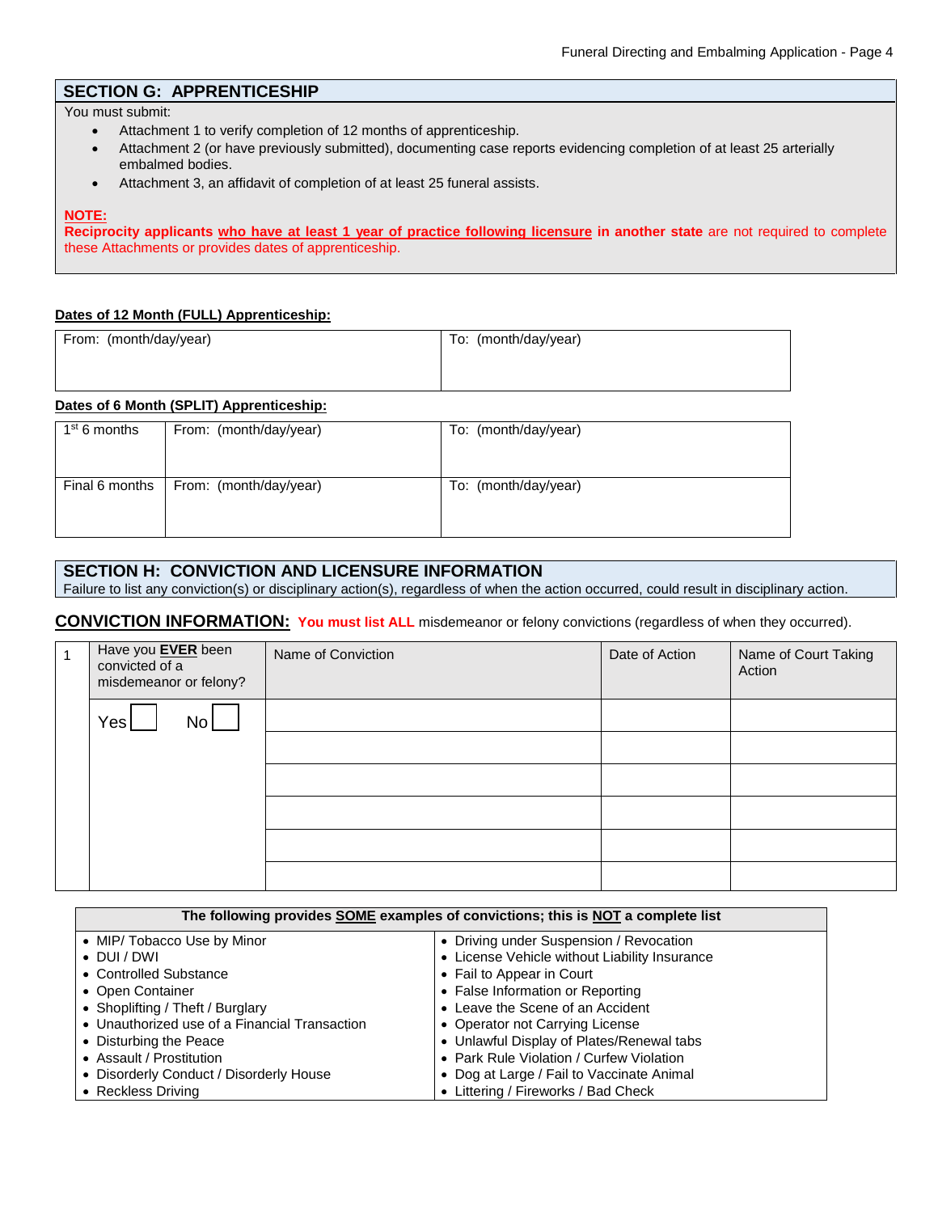## SECTION G: APPRENTICESHIP

You must submit:

- Attachment 1 to verify completion of 12 months of apprenticeship.
- Attachment 2 (or have previously submitted), documenting case reports evidencing completion of at least 25 arterially embalmed bodies.
- Attachment 3, an affidavit of completion of at least 25 funeral assists.

**NOTE:**
**Reciprocity applicants <u>who have at least 1 year of practice following licensure</u> in another state** are not required to complete these Attachments or provides dates of apprenticeship.

**Dates of 12 Month (FULL) Apprenticeship:**

| From: (month/day/year) | To: (month/day/year) |
|---|---|
| | |

**Dates of 6 Month (SPLIT) Apprenticeship:**

| | | |
|---|---|---|
| 1st 6 months | From: (month/day/year) | To: (month/day/year) |
| Final 6 months | From: (month/day/year) | To: (month/day/year) |

## SECTION H: CONVICTION AND LICENSURE INFORMATION

Failure to list any conviction(s) or disciplinary action(s), regardless of when the action occurred, could result in disciplinary action.

**CONVICTION INFORMATION:** **You must list ALL** misdemeanor or felony convictions (regardless of when they occurred).

| 1 | Have you **EVER** been convicted of a misdemeanor or felony? | Name of Conviction | Date of Action | Name of Court Taking Action |
|---|---|---|---|---|
| | Yes ☐ No ☐ | | | |
| | | | | |
| | | | | |
| | | | | |
| | | | | |
| | | | | |

| The following provides SOME examples of convictions; this is NOT a complete list | |
|---|---|
| • MIP/ Tobacco Use by Minor | • Driving under Suspension / Revocation |
| • DUI / DWI | • License Vehicle without Liability Insurance |
| • Controlled Substance | • Fail to Appear in Court |
| • Open Container | • False Information or Reporting |
| • Shoplifting / Theft / Burglary | • Leave the Scene of an Accident |
| • Unauthorized use of a Financial Transaction | • Operator not Carrying License |
| • Disturbing the Peace | • Unlawful Display of Plates/Renewal tabs |
| • Assault / Prostitution | • Park Rule Violation / Curfew Violation |
| • Disorderly Conduct / Disorderly House | • Dog at Large / Fail to Vaccinate Animal |
| • Reckless Driving | • Littering / Fireworks / Bad Check |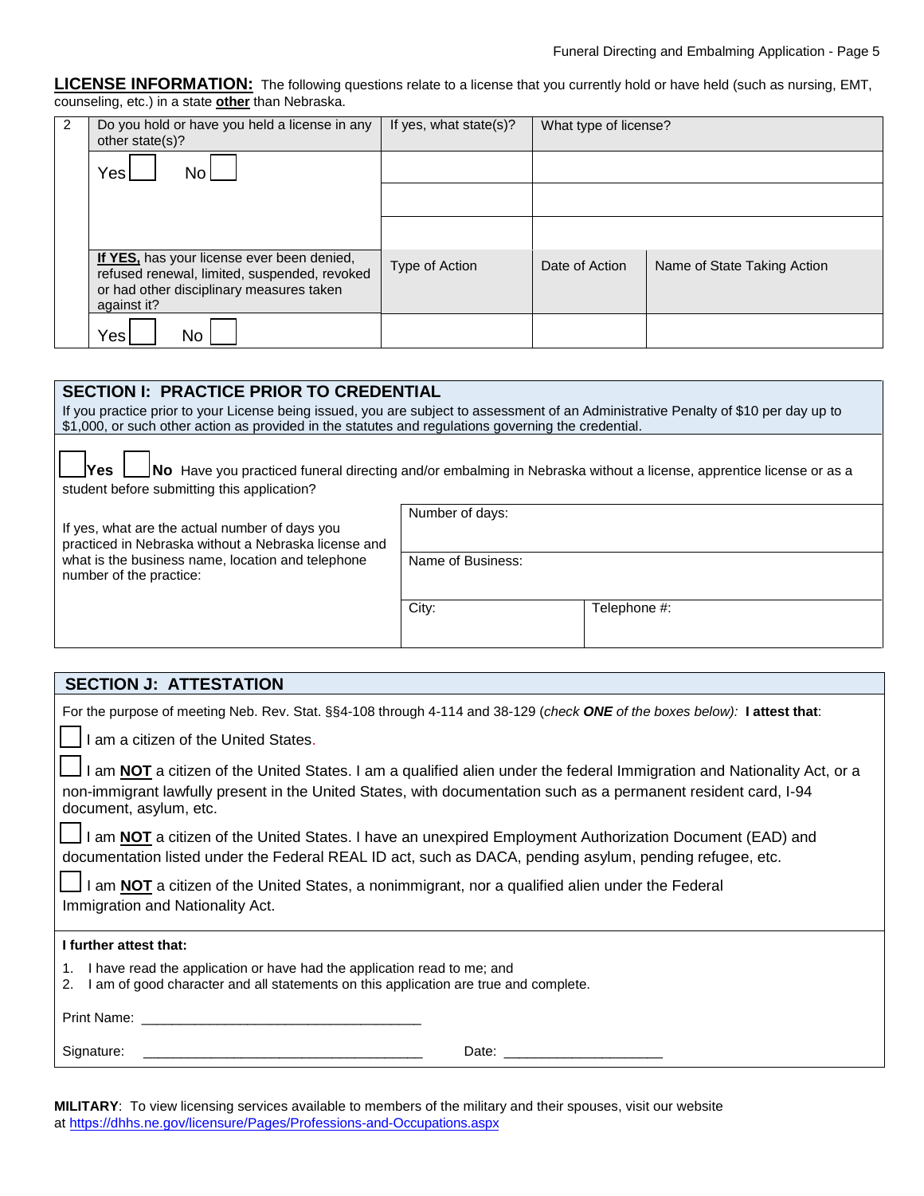**LICENSE INFORMATION:** The following questions relate to a license that you currently hold or have held (such as nursing, EMT, counseling, etc.) in a state **other** than Nebraska.

| 2 | Do you hold or have you held a license in any other state(s)? | If yes, what state(s)? | What type of license? | |
|---|---|---|---|---|
| | Yes ☐ No ☐ | | | |
| | | | | |
| | | | | |
| | **If YES,** has your license ever been denied, refused renewal, limited, suspended, revoked or had other disciplinary measures taken against it? | Type of Action | Date of Action | Name of State Taking Action |
| | Yes ☐ No ☐ | | | |

## SECTION I: PRACTICE PRIOR TO CREDENTIAL

If you practice prior to your License being issued, you are subject to assessment of an Administrative Penalty of $10 per day up to $1,000, or such other action as provided in the statutes and regulations governing the credential.

☐ **Yes** ☐ **No** Have you practiced funeral directing and/or embalming in Nebraska without a license, apprentice license or as a student before submitting this application?

| If yes, what are the actual number of days you practiced in Nebraska without a Nebraska license and what is the business name, location and telephone number of the practice: | Number of days: | |
|---|---|---|
| | Name of Business: | |
| | City: | Telephone #: |

## SECTION J: ATTESTATION

For the purpose of meeting Neb. Rev. Stat. §§4-108 through 4-114 and 38-129 (*check **ONE** of the boxes below):* **I attest that**:

☐ I am a citizen of the United States.

☐ I am **NOT** a citizen of the United States. I am a qualified alien under the federal Immigration and Nationality Act, or a non-immigrant lawfully present in the United States, with documentation such as a permanent resident card, I-94 document, asylum, etc.

☐ I am **NOT** a citizen of the United States. I have an unexpired Employment Authorization Document (EAD) and documentation listed under the Federal REAL ID act, such as DACA, pending asylum, pending refugee, etc.

☐ I am **NOT** a citizen of the United States, a nonimmigrant, nor a qualified alien under the Federal Immigration and Nationality Act.

**I further attest that:**

1. I have read the application or have had the application read to me; and
2. I am of good character and all statements on this application are true and complete.

Print Name: ____________________________________

Signature: ____________________________________ Date: ____________________

**MILITARY**: To view licensing services available to members of the military and their spouses, visit our website at https://dhhs.ne.gov/licensure/Pages/Professions-and-Occupations.aspx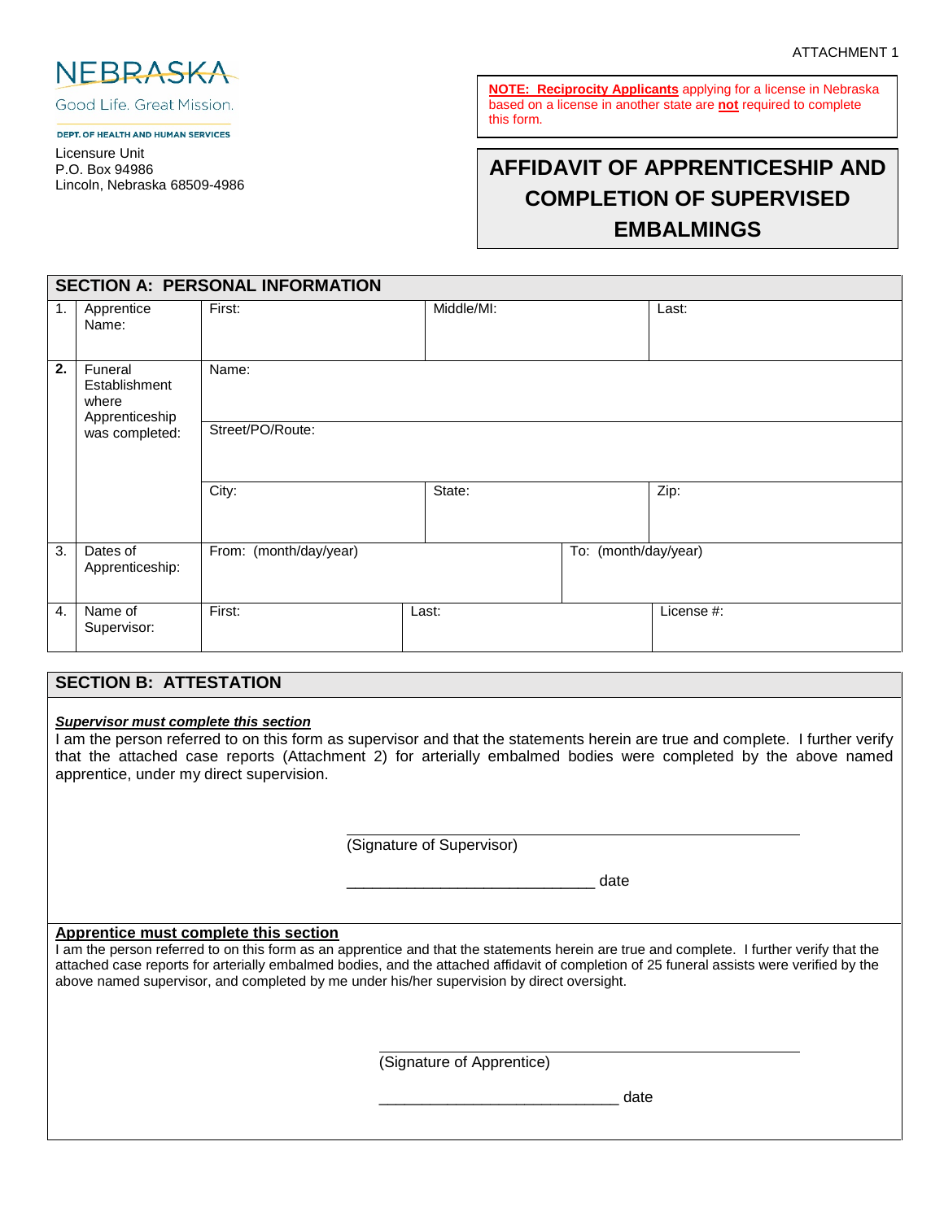ATTACHMENT 1

NEBRASKA

Good Life. Great Mission.

DEPT. OF HEALTH AND HUMAN SERVICES

Licensure Unit
P.O. Box 94986
Lincoln, Nebraska 68509-4986

**NOTE: Reciprocity Applicants** applying for a license in Nebraska based on a license in another state are **not** required to complete this form.

# AFFIDAVIT OF APPRENTICESHIP AND COMPLETION OF SUPERVISED EMBALMINGS

## SECTION A: PERSONAL INFORMATION

| | | | | |
|---|---|---|---|---|
| 1. | Apprentice Name: | First: | Middle/MI: | Last: |
| **2.** | Funeral Establishment where Apprenticeship was completed: | Name: | | |
| | | Street/PO/Route: | | |
| | | City: | State: | Zip: |
| 3. | Dates of Apprenticeship: | From: (month/day/year) | To: (month/day/year) | |
| 4. | Name of Supervisor: | First: | Last: | License #: |

## SECTION B: ATTESTATION

***Supervisor must complete this section***

I am the person referred to on this form as supervisor and that the statements herein are true and complete. I further verify that the attached case reports (Attachment 2) for arterially embalmed bodies were completed by the above named apprentice, under my direct supervision.

______________________________________________
(Signature of Supervisor)

_____________________________ date

**Apprentice must complete this section**

I am the person referred to on this form as an apprentice and that the statements herein are true and complete. I further verify that the attached case reports for arterially embalmed bodies, and the attached affidavit of completion of 25 funeral assists were verified by the above named supervisor, and completed by me under his/her supervision by direct oversight.

______________________________________________
(Signature of Apprentice)

_____________________________ date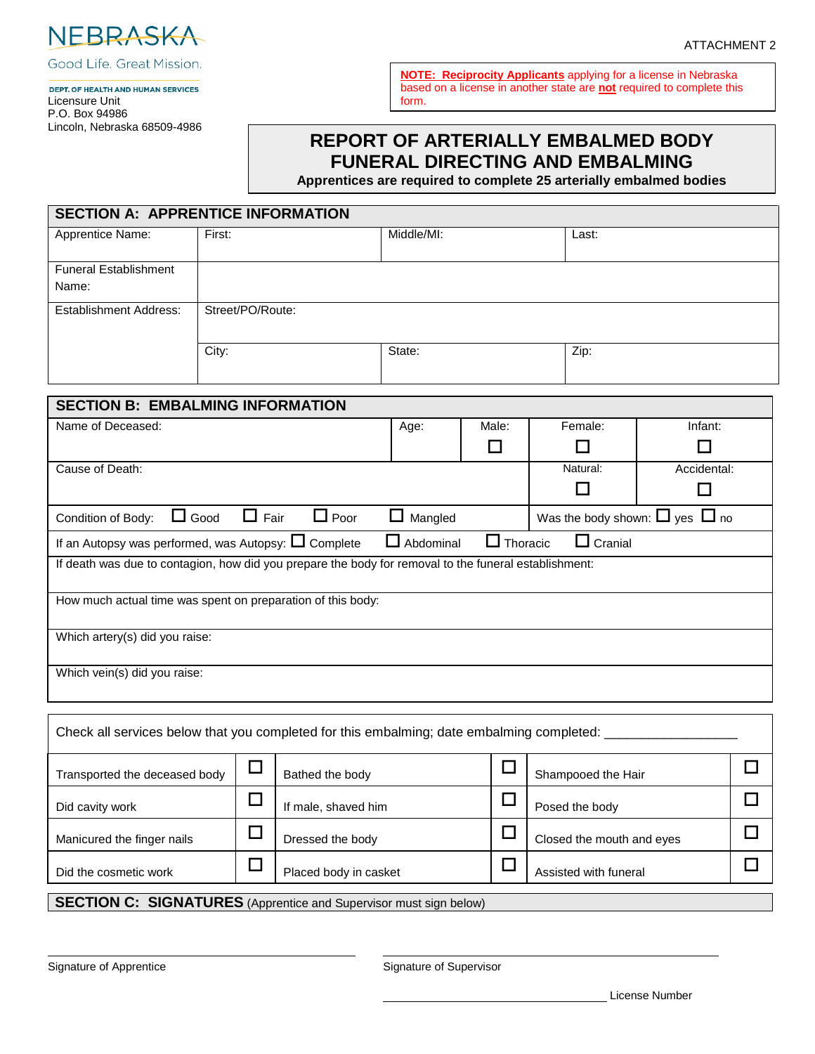NEBRASKA

Good Life. Great Mission.

DEPT. OF HEALTH AND HUMAN SERVICES
Licensure Unit
P.O. Box 94986
Lincoln, Nebraska 68509-4986

ATTACHMENT 2

**NOTE: Reciprocity Applicants** applying for a license in Nebraska based on a license in another state are **not** required to complete this form.

# REPORT OF ARTERIALLY EMBALMED BODY FUNERAL DIRECTING AND EMBALMING

**Apprentices are required to complete 25 arterially embalmed bodies**

## SECTION A: APPRENTICE INFORMATION

| Apprentice Name: | First: | Middle/MI: | Last: |
|---|---|---|---|
| Funeral Establishment Name: | | | |
| Establishment Address: | Street/PO/Route: | | |
| | City: | State: | Zip: |

## SECTION B: EMBALMING INFORMATION

| Name of Deceased: | Age: | Male: ☐ | Female: ☐ | Infant: ☐ |
|---|---|---|---|---|
| Cause of Death: | | | Natural: ☐ | Accidental: ☐ |

Condition of Body: ☐ Good ☐ Fair ☐ Poor ☐ Mangled

Was the body shown: ☐ yes ☐ no

If an Autopsy was performed, was Autopsy: ☐ Complete ☐ Abdominal ☐ Thoracic ☐ Cranial

If death was due to contagion, how did you prepare the body for removal to the funeral establishment:

How much actual time was spent on preparation of this body:

Which artery(s) did you raise:

Which vein(s) did you raise:

Check all services below that you completed for this embalming; date embalming completed: _________________

| | | | | | |
|---|---|---|---|---|---|
| Transported the deceased body | ☐ | Bathed the body | ☐ | Shampooed the Hair | ☐ |
| Did cavity work | ☐ | If male, shaved him | ☐ | Posed the body | ☐ |
| Manicured the finger nails | ☐ | Dressed the body | ☐ | Closed the mouth and eyes | ☐ |
| Did the cosmetic work | ☐ | Placed body in casket | ☐ | Assisted with funeral | ☐ |

## SECTION C: SIGNATURES (Apprentice and Supervisor must sign below)

_______________________________
Signature of Apprentice

_______________________________
Signature of Supervisor

_______________________________ License Number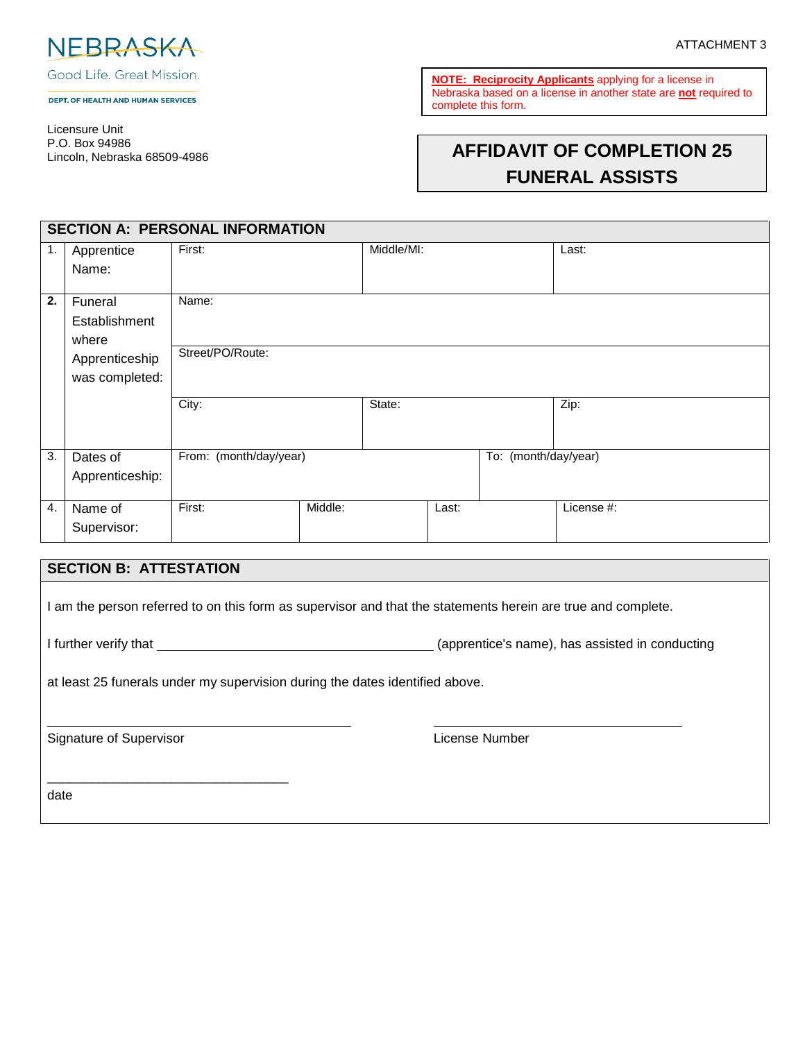NEBRASKA

Good Life. Great Mission.

DEPT. OF HEALTH AND HUMAN SERVICES

ATTACHMENT 3

Licensure Unit
P.O. Box 94986
Lincoln, Nebraska 68509-4986

**NOTE: Reciprocity Applicants** applying for a license in Nebraska based on a license in another state are **not** required to complete this form.

# AFFIDAVIT OF COMPLETION 25 FUNERAL ASSISTS

## SECTION A: PERSONAL INFORMATION

| | | | | | |
|---|---|---|---|---|---|
| 1. | Apprentice Name: | First: | Middle/MI: | Last: | |
| **2.** | Funeral Establishment where Apprenticeship was completed: | Name: | | | |
| | | Street/PO/Route: | | | |
| | | City: | State: | Zip: | |
| 3. | Dates of Apprenticeship: | From: (month/day/year) | | To: (month/day/year) | |
| 4. | Name of Supervisor: | First: | Middle: | Last: | License #: |

## SECTION B: ATTESTATION

I am the person referred to on this form as supervisor and that the statements herein are true and complete.

I further verify that ________________________________ (apprentice's name), has assisted in conducting at least 25 funerals under my supervision during the dates identified above.

________________________________
Signature of Supervisor

________________________________
License Number

________________________________
date